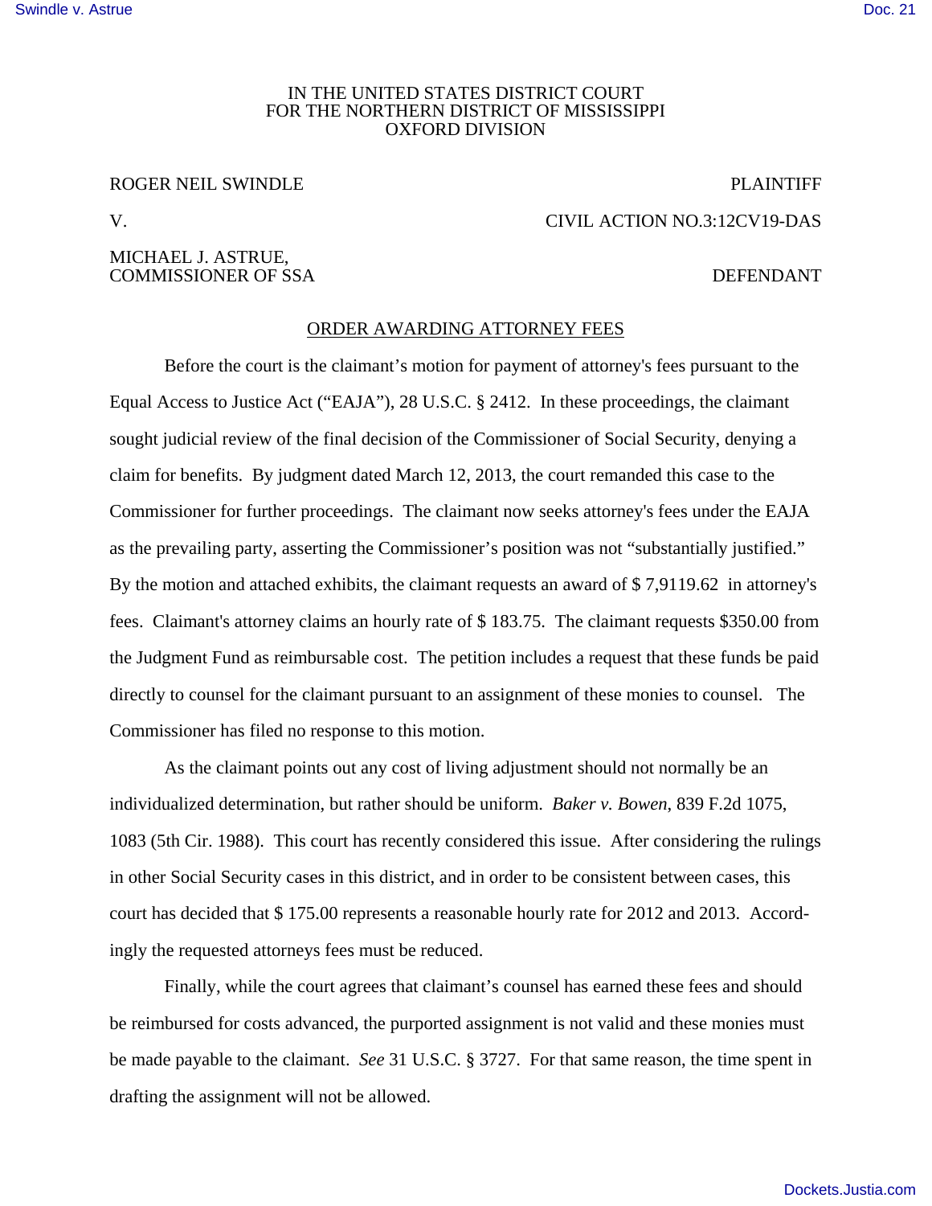IN THE UNITED STATES DISTRICT COURT
FOR THE NORTHERN DISTRICT OF MISSISSIPPI
OXFORD DIVISION

ROGER NEIL SWINDLE PLAINTIFF

V. CIVIL ACTION NO.3:12CV19-DAS

MICHAEL J. ASTRUE,
COMMISSIONER OF SSA DEFENDANT

ORDER AWARDING ATTORNEY FEES

Before the court is the claimant's motion for payment of attorney's fees pursuant to the Equal Access to Justice Act ("EAJA"), 28 U.S.C. § 2412. In these proceedings, the claimant sought judicial review of the final decision of the Commissioner of Social Security, denying a claim for benefits. By judgment dated March 12, 2013, the court remanded this case to the Commissioner for further proceedings. The claimant now seeks attorney's fees under the EAJA as the prevailing party, asserting the Commissioner's position was not "substantially justified." By the motion and attached exhibits, the claimant requests an award of $ 7,9119.62 in attorney's fees. Claimant's attorney claims an hourly rate of $ 183.75. The claimant requests $350.00 from the Judgment Fund as reimbursable cost. The petition includes a request that these funds be paid directly to counsel for the claimant pursuant to an assignment of these monies to counsel. The Commissioner has filed no response to this motion.

As the claimant points out any cost of living adjustment should not normally be an individualized determination, but rather should be uniform. *Baker v. Bowen*, 839 F.2d 1075, 1083 (5th Cir. 1988). This court has recently considered this issue. After considering the rulings in other Social Security cases in this district, and in order to be consistent between cases, this court has decided that $ 175.00 represents a reasonable hourly rate for 2012 and 2013. Accordingly the requested attorneys fees must be reduced.

Finally, while the court agrees that claimant's counsel has earned these fees and should be reimbursed for costs advanced, the purported assignment is not valid and these monies must be made payable to the claimant. *See* 31 U.S.C. § 3727. For that same reason, the time spent in drafting the assignment will not be allowed.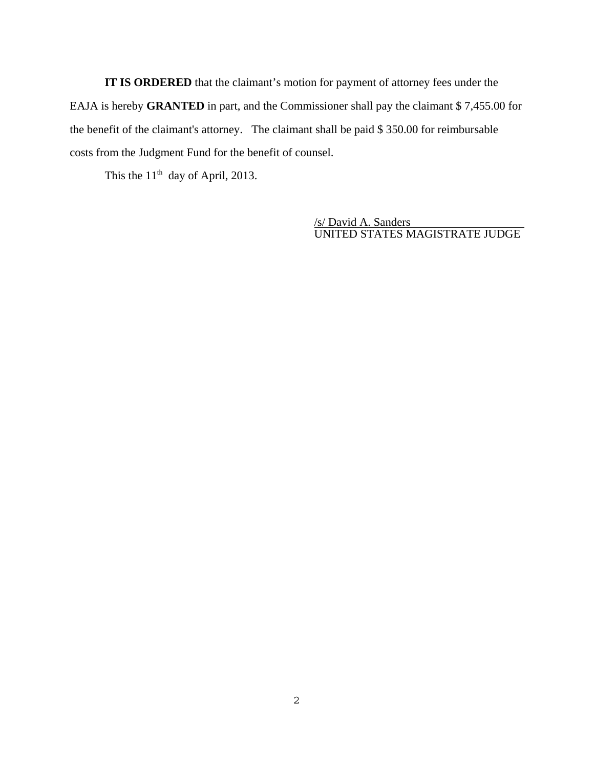**IT IS ORDERED** that the claimant's motion for payment of attorney fees under the EAJA is hereby **GRANTED** in part, and the Commissioner shall pay the claimant $ 7,455.00 for the benefit of the claimant's attorney. The claimant shall be paid $ 350.00 for reimbursable costs from the Judgment Fund for the benefit of counsel.

This the 11th day of April, 2013.

/s/ David A. Sanders
UNITED STATES MAGISTRATE JUDGE